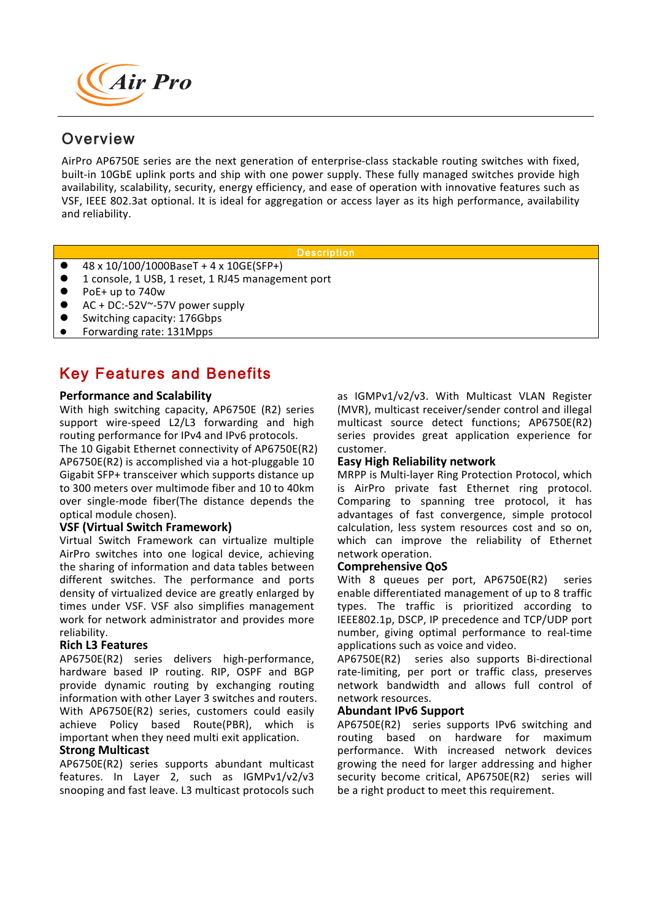Air Pro

## Overview

AirPro AP6750E series are the next generation of enterprise-class stackable routing switches with fixed, built-in 10GbE uplink ports and ship with one power supply. These fully managed switches provide high availability, scalability, security, energy efficiency, and ease of operation with innovative features such as VSF, IEEE 802.3at optional. It is ideal for aggregation or access layer as its high performance, availability and reliability.

| Description |
|---|
| ● 48 x 10/100/1000BaseT + 4 x 10GE(SFP+)<br>● 1 console, 1 USB, 1 reset, 1 RJ45 management port<br>● PoE+ up to 740w<br>● AC + DC:-52V~-57V power supply<br>● Switching capacity: 176Gbps<br>● Forwarding rate: 131Mpps |

## Key Features and Benefits

**Performance and Scalability**

With high switching capacity, AP6750E (R2) series support wire-speed L2/L3 forwarding and high routing performance for IPv4 and IPv6 protocols.
The 10 Gigabit Ethernet connectivity of AP6750E(R2) AP6750E(R2) is accomplished via a hot-pluggable 10 Gigabit SFP+ transceiver which supports distance up to 300 meters over multimode fiber and 10 to 40km over single-mode fiber(The distance depends the optical module chosen).

**VSF (Virtual Switch Framework)**

Virtual Switch Framework can virtualize multiple AirPro switches into one logical device, achieving the sharing of information and data tables between different switches. The performance and ports density of virtualized device are greatly enlarged by times under VSF. VSF also simplifies management work for network administrator and provides more reliability.

**Rich L3 Features**

AP6750E(R2) series delivers high-performance, hardware based IP routing. RIP, OSPF and BGP provide dynamic routing by exchanging routing information with other Layer 3 switches and routers. With AP6750E(R2) series, customers could easily achieve Policy based Route(PBR), which is important when they need multi exit application.

**Strong Multicast**

AP6750E(R2) series supports abundant multicast features. In Layer 2, such as IGMPv1/v2/v3 snooping and fast leave. L3 multicast protocols such as IGMPv1/v2/v3. With Multicast VLAN Register (MVR), multicast receiver/sender control and illegal multicast source detect functions; AP6750E(R2) series provides great application experience for customer.

**Easy High Reliability network**

MRPP is Multi-layer Ring Protection Protocol, which is AirPro private fast Ethernet ring protocol. Comparing to spanning tree protocol, it has advantages of fast convergence, simple protocol calculation, less system resources cost and so on, which can improve the reliability of Ethernet network operation.

**Comprehensive QoS**

With 8 queues per port, AP6750E(R2) series enable differentiated management of up to 8 traffic types. The traffic is prioritized according to IEEE802.1p, DSCP, IP precedence and TCP/UDP port number, giving optimal performance to real-time applications such as voice and video.
AP6750E(R2) series also supports Bi-directional rate-limiting, per port or traffic class, preserves network bandwidth and allows full control of network resources.

**Abundant IPv6 Support**

AP6750E(R2) series supports IPv6 switching and routing based on hardware for maximum performance. With increased network devices growing the need for larger addressing and higher security become critical, AP6750E(R2) series will be a right product to meet this requirement.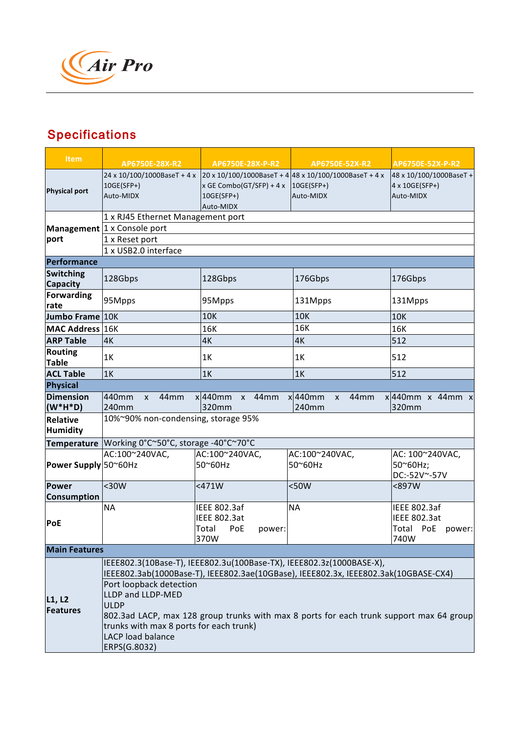## Specifications

| Item | AP6750E-28X-R2 | AP6750E-28X-P-R2 | AP6750E-52X-R2 | AP6750E-52X-P-R2 |
|---|---|---|---|---|
| Physical port | 24 x 10/100/1000BaseT + 4 x 10GE(SFP+) Auto-MIDX | 20 x 10/100/1000BaseT + 4 x GE Combo(GT/SFP) + 4 x 10GE(SFP+) Auto-MIDX | 48 x 10/100/1000BaseT + 4 x 10GE(SFP+) Auto-MIDX | 48 x 10/100/1000BaseT + 4 x 10GE(SFP+) Auto-MIDX |
| Management port | 1 x RJ45 Ethernet Management port | | | |
| | 1 x Console port | | | |
| | 1 x Reset port | | | |
| | 1 x USB2.0 interface | | | |
| **Performance** | | | | |
| Switching Capacity | 128Gbps | 128Gbps | 176Gbps | 176Gbps |
| Forwarding rate | 95Mpps | 95Mpps | 131Mpps | 131Mpps |
| Jumbo Frame | 10K | 10K | 10K | 10K |
| MAC Address | 16K | 16K | 16K | 16K |
| ARP Table | 4K | 4K | 4K | 512 |
| Routing Table | 1K | 1K | 1K | 512 |
| ACL Table | 1K | 1K | 1K | 512 |
| **Physical** | | | | |
| Dimension (W*H*D) | 440mm x 44mm x 240mm | 440mm x 44mm x 320mm | 440mm x 44mm x 240mm | 440mm x 44mm x 320mm |
| Relative Humidity | 10%~90% non-condensing, storage 95% | | | |
| Temperature | Working 0°C~50°C, storage -40°C~70°C | | | |
| Power Supply | AC:100~240VAC, 50~60Hz | AC:100~240VAC, 50~60Hz | AC:100~240VAC, 50~60Hz | AC: 100~240VAC, 50~60Hz; DC:-52V~-57V |
| Power Consumption | <30W | <471W | <50W | <897W |
| PoE | NA | IEEE 802.3af IEEE 802.3at Total PoE power: 370W | NA | IEEE 802.3af IEEE 802.3at Total PoE power: 740W |
| **Main Features** | | | | |
| L1, L2 Features | IEEE802.3(10Base-T), IEEE802.3u(100Base-TX), IEEE802.3z(1000BASE-X), IEEE802.3ab(1000Base-T), IEEE802.3ae(10GBase), IEEE802.3x, IEEE802.3ak(10GBASE-CX4) | | | |
| | Port loopback detection<br>LLDP and LLDP-MED<br>ULDP<br>802.3ad LACP, max 128 group trunks with max 8 ports for each trunk support max 64 group trunks with max 8 ports for each trunk)<br>LACP load balance<br>ERPS(G.8032) | | | |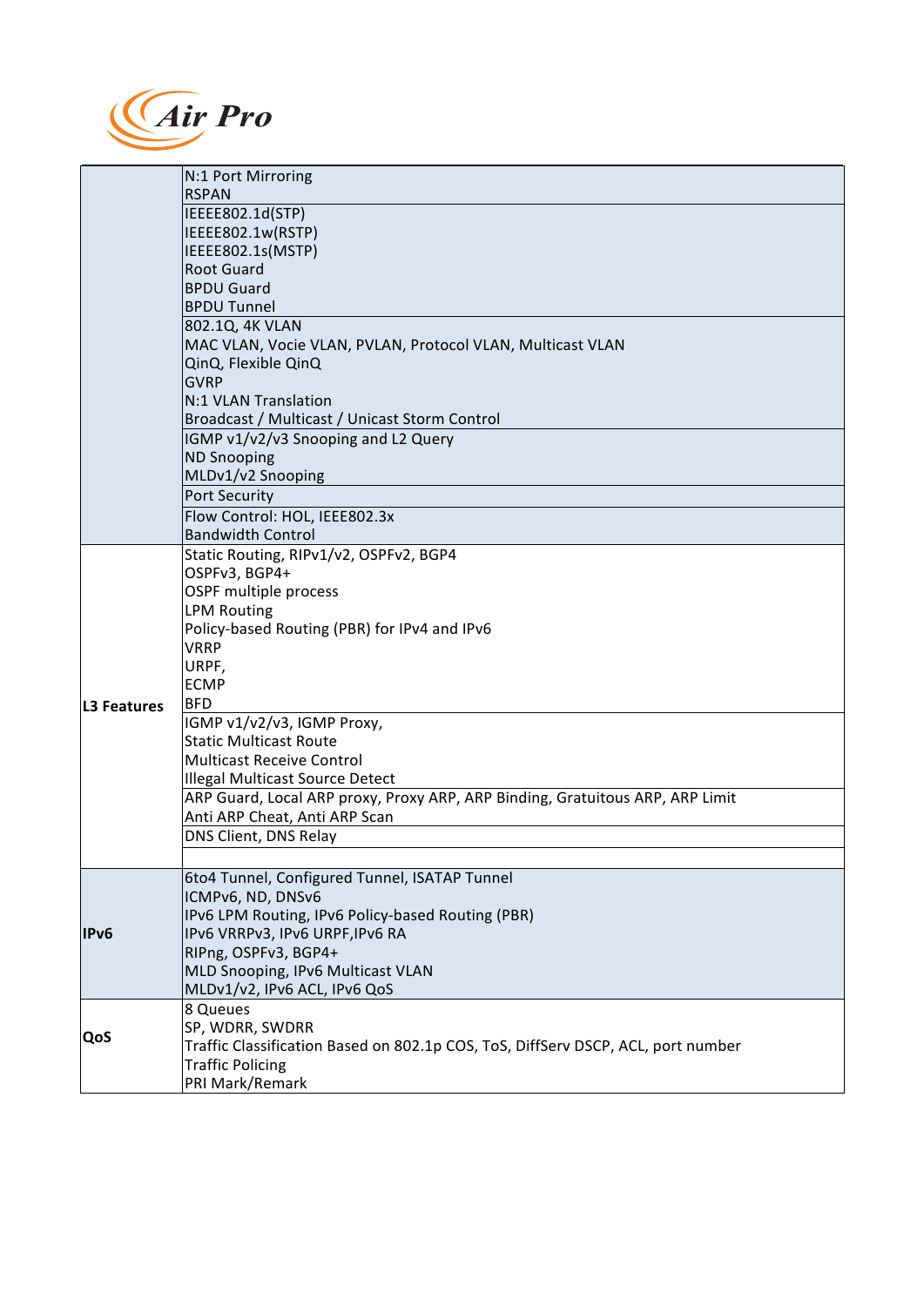| | |
|---|---|
| | N:1 Port Mirroring<br>RSPAN |
| | IEEE802.1d(STP)<br>IEEE802.1w(RSTP)<br>IEEE802.1s(MSTP)<br>Root Guard<br>BPDU Guard<br>BPDU Tunnel |
| | 802.1Q, 4K VLAN<br>MAC VLAN, Vocie VLAN, PVLAN, Protocol VLAN, Multicast VLAN<br>QinQ, Flexible QinQ<br>GVRP<br>N:1 VLAN Translation<br>Broadcast / Multicast / Unicast Storm Control |
| | IGMP v1/v2/v3 Snooping and L2 Query<br>ND Snooping<br>MLDv1/v2 Snooping |
| | Port Security |
| | Flow Control: HOL, IEEE802.3x<br>Bandwidth Control |
| **L3 Features** | Static Routing, RIPv1/v2, OSPFv2, BGP4<br>OSPFv3, BGP4+<br>OSPF multiple process<br>LPM Routing<br>Policy-based Routing (PBR) for IPv4 and IPv6<br>VRRP<br>URPF,<br>ECMP<br>BFD |
| | IGMP v1/v2/v3, IGMP Proxy,<br>Static Multicast Route<br>Multicast Receive Control<br>Illegal Multicast Source Detect |
| | ARP Guard, Local ARP proxy, Proxy ARP, ARP Binding, Gratuitous ARP, ARP Limit<br>Anti ARP Cheat, Anti ARP Scan |
| | DNS Client, DNS Relay |
| | |
| **IPv6** | 6to4 Tunnel, Configured Tunnel, ISATAP Tunnel<br>ICMPv6, ND, DNSv6<br>IPv6 LPM Routing, IPv6 Policy-based Routing (PBR)<br>IPv6 VRRPv3, IPv6 URPF,IPv6 RA<br>RIPng, OSPFv3, BGP4+<br>MLD Snooping, IPv6 Multicast VLAN<br>MLDv1/v2, IPv6 ACL, IPv6 QoS |
| **QoS** | 8 Queues<br>SP, WDRR, SWDRR<br>Traffic Classification Based on 802.1p COS, ToS, DiffServ DSCP, ACL, port number<br>Traffic Policing<br>PRI Mark/Remark |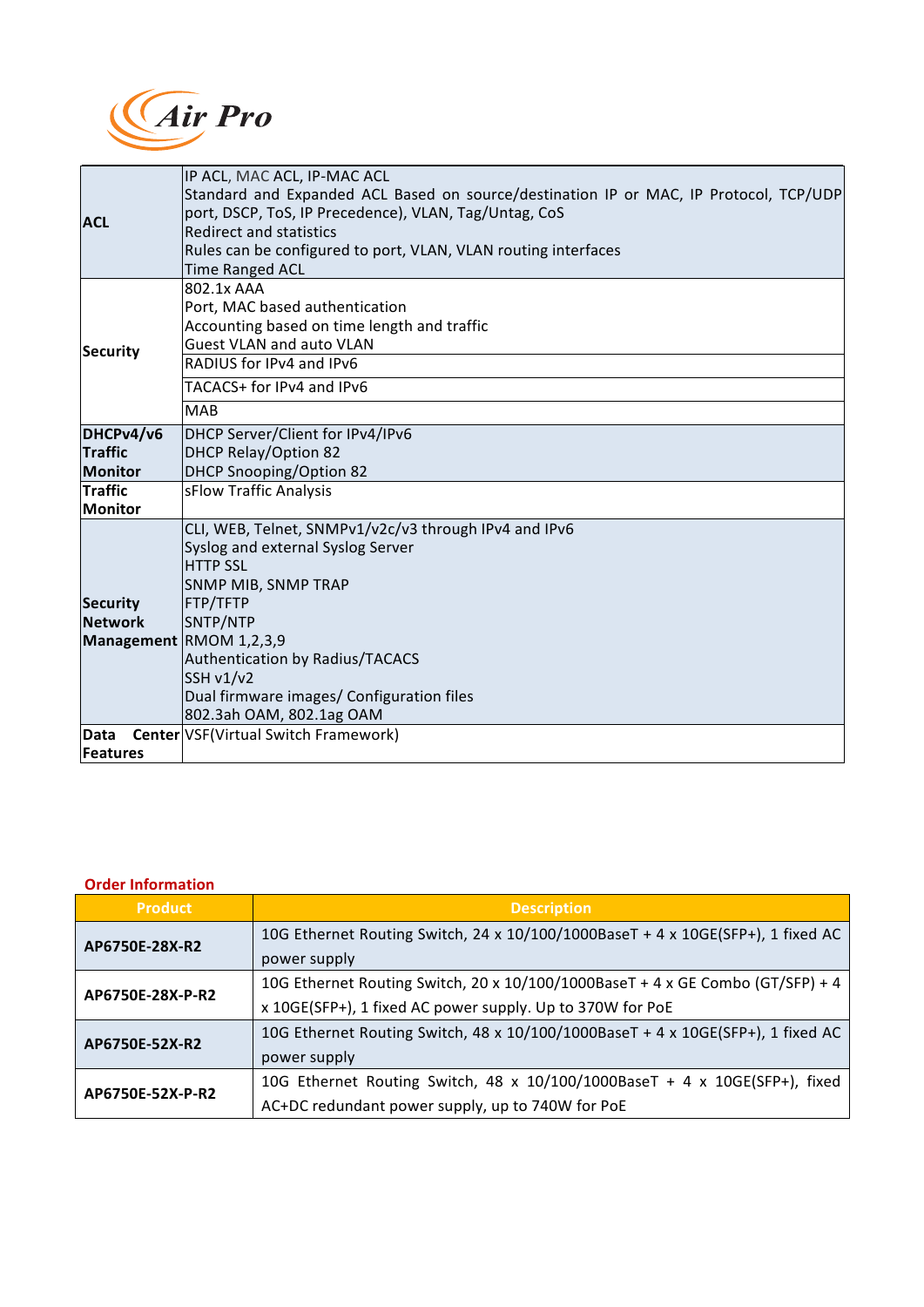| | |
|---|---|
| **ACL** | IP ACL, MAC ACL, IP-MAC ACL<br>Standard and Expanded ACL Based on source/destination IP or MAC, IP Protocol, TCP/UDP port, DSCP, ToS, IP Precedence), VLAN, Tag/Untag, CoS<br>Redirect and statistics<br>Rules can be configured to port, VLAN, VLAN routing interfaces<br>Time Ranged ACL |
| **Security** | 802.1x AAA<br>Port, MAC based authentication<br>Accounting based on time length and traffic<br>Guest VLAN and auto VLAN<br>RADIUS for IPv4 and IPv6<br>TACACS+ for IPv4 and IPv6<br>MAB |
| **DHCPv4/v6 Traffic Monitor** | DHCP Server/Client for IPv4/IPv6<br>DHCP Relay/Option 82<br>DHCP Snooping/Option 82 |
| **Traffic Monitor** | sFlow Traffic Analysis |
| **Security Network Management** | CLI, WEB, Telnet, SNMPv1/v2c/v3 through IPv4 and IPv6<br>Syslog and external Syslog Server<br>HTTP SSL<br>SNMP MIB, SNMP TRAP<br>FTP/TFTP<br>SNTP/NTP<br>RMOM 1,2,3,9<br>Authentication by Radius/TACACS<br>SSH v1/v2<br>Dual firmware images/ Configuration files<br>802.3ah OAM, 802.1ag OAM |
| **Data Center Features** | VSF(Virtual Switch Framework) |

## Order Information

| Product | Description |
|---|---|
| **AP6750E-28X-R2** | 10G Ethernet Routing Switch, 24 x 10/100/1000BaseT + 4 x 10GE(SFP+), 1 fixed AC power supply |
| **AP6750E-28X-P-R2** | 10G Ethernet Routing Switch, 20 x 10/100/1000BaseT + 4 x GE Combo (GT/SFP) + 4 x 10GE(SFP+), 1 fixed AC power supply. Up to 370W for PoE |
| **AP6750E-52X-R2** | 10G Ethernet Routing Switch, 48 x 10/100/1000BaseT + 4 x 10GE(SFP+), 1 fixed AC power supply |
| **AP6750E-52X-P-R2** | 10G Ethernet Routing Switch, 48 x 10/100/1000BaseT + 4 x 10GE(SFP+), fixed AC+DC redundant power supply, up to 740W for PoE |